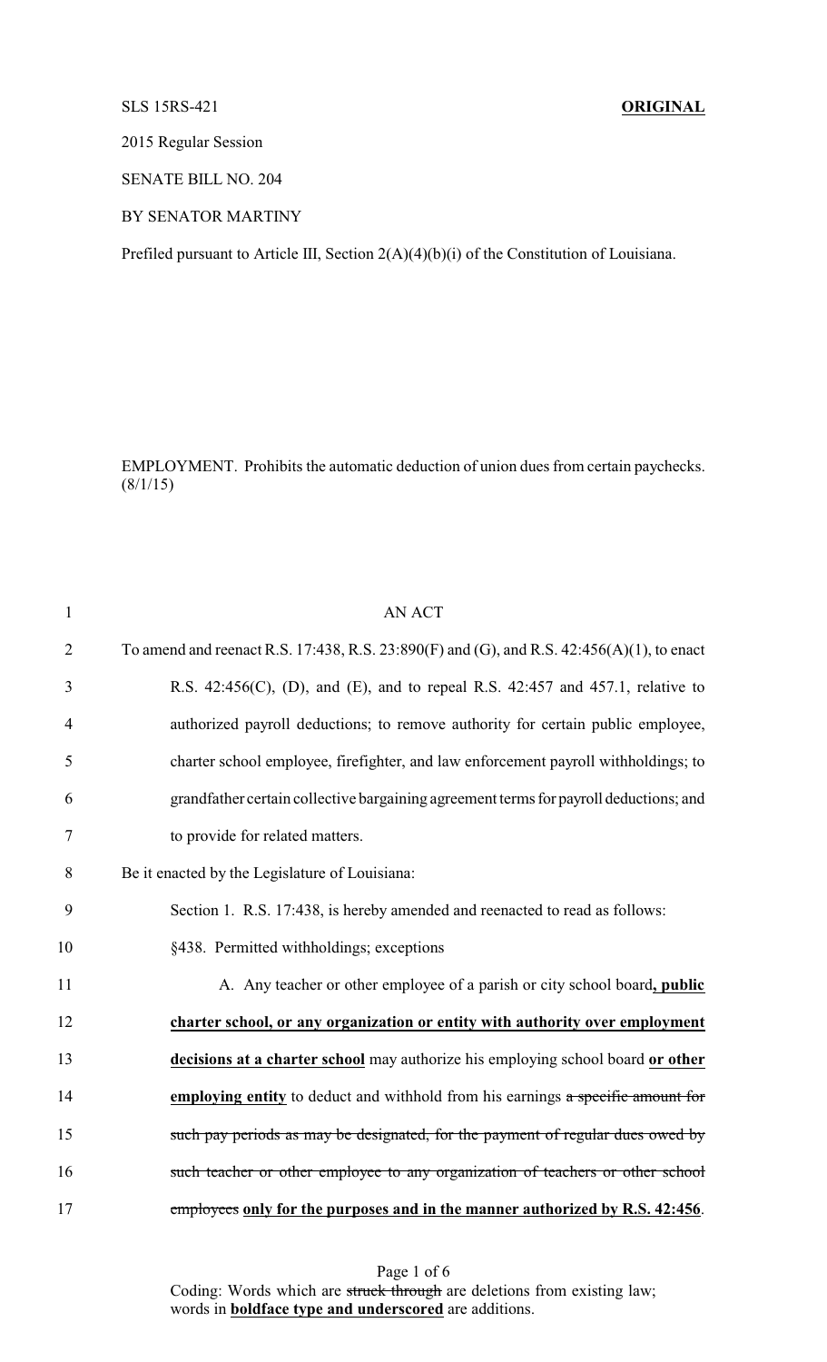SLS 15RS-421 **ORIGINAL**

2015 Regular Session

SENATE BILL NO. 204

BY SENATOR MARTINY

Prefiled pursuant to Article III, Section 2(A)(4)(b)(i) of the Constitution of Louisiana.

EMPLOYMENT. Prohibits the automatic deduction of union dues from certain paychecks. (8/1/15)

AN ACT

To amend and reenact R.S. 17:438, R.S. 23:890(F) and (G), and R.S. 42:456(A)(1), to enact R.S. 42:456(C), (D), and (E), and to repeal R.S. 42:457 and 457.1, relative to authorized payroll deductions; to remove authority for certain public employee, charter school employee, firefighter, and law enforcement payroll withholdings; to grandfather certain collective bargaining agreement terms for payroll deductions; and to provide for related matters.

Be it enacted by the Legislature of Louisiana:

Section 1. R.S. 17:438, is hereby amended and reenacted to read as follows:

§438. Permitted withholdings; exceptions

A. Any teacher or other employee of a parish or city school board**, public charter school, or any organization or entity with authority over employment decisions at a charter school** may authorize his employing school board **or other employing entity** to deduct and withhold from his earnings ~~a specific amount for such pay periods as may be designated, for the payment of regular dues owed by such teacher or other employee to any organization of teachers or other school employees~~ **only for the purposes and in the manner authorized by R.S. 42:456**.

Coding: Words which are ~~struck through~~ are deletions from existing law; words in **boldface type and underscored** are additions.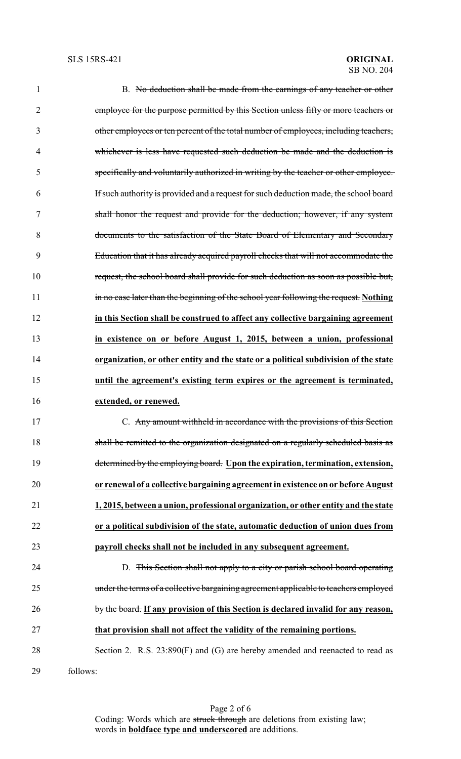B. ~~No deduction shall be made from the earnings of any teacher or other employee for the purpose permitted by this Section unless fifty or more teachers or other employees or ten percent of the total number of employees, including teachers, whichever is less have requested such deduction be made and the deduction is specifically and voluntarily authorized in writing by the teacher or other employee. If such authority is provided and a request for such deduction made, the school board shall honor the request and provide for the deduction; however, if any system documents to the satisfaction of the State Board of Elementary and Secondary Education that it has already acquired payroll checks that will not accommodate the request, the school board shall provide for such deduction as soon as possible but, in no case later than the beginning of the school year following the request.~~ **Nothing in this Section shall be construed to affect any collective bargaining agreement in existence on or before August 1, 2015, between a union, professional organization, or other entity and the state or a political subdivision of the state until the agreement's existing term expires or the agreement is terminated, extended, or renewed.**

C. ~~Any amount withheld in accordance with the provisions of this Section shall be remitted to the organization designated on a regularly scheduled basis as determined by the employing board.~~ **Upon the expiration, termination, extension, or renewal of a collective bargaining agreement in existence on or before August 1, 2015, between a union, professional organization, or other entity and the state or a political subdivision of the state, automatic deduction of union dues from payroll checks shall not be included in any subsequent agreement.**

D. ~~This Section shall not apply to a city or parish school board operating under the terms of a collective bargaining agreement applicable to teachers employed by the board.~~ **If any provision of this Section is declared invalid for any reason, that provision shall not affect the validity of the remaining portions.**

Section 2. R.S. 23:890(F) and (G) are hereby amended and reenacted to read as follows:

Coding: Words which are ~~struck through~~ are deletions from existing law; words in **boldface type and underscored** are additions.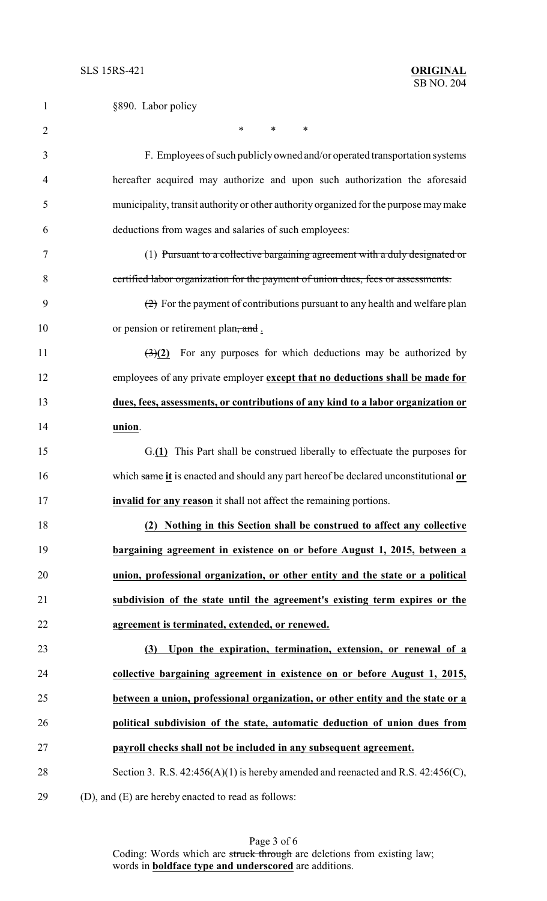§890. Labor policy

\* \* \*

F. Employees of such publicly owned and/or operated transportation systems hereafter acquired may authorize and upon such authorization the aforesaid municipality, transit authority or other authority organized for the purpose may make deductions from wages and salaries of such employees:

(1) ~~Pursuant to a collective bargaining agreement with a duly designated or certified labor organization for the payment of union dues, fees or assessments.~~

~~(2)~~ For the payment of contributions pursuant to any health and welfare plan or pension or retirement plan~~, and~~ .

~~(3)~~**(2)** For any purposes for which deductions may be authorized by employees of any private employer **<u>except that no deductions shall be made for dues, fees, assessments, or contributions of any kind to a labor organization or union</u>**.

G.**<u>(1)</u>** This Part shall be construed liberally to effectuate the purposes for which ~~same~~ **<u>it</u>** is enacted and should any part hereof be declared unconstitutional **<u>or invalid for any reason</u>** it shall not affect the remaining portions.

**<u>(2) Nothing in this Section shall be construed to affect any collective bargaining agreement in existence on or before August 1, 2015, between a union, professional organization, or other entity and the state or a political subdivision of the state until the agreement's existing term expires or the agreement is terminated, extended, or renewed.</u>**

**<u>(3) Upon the expiration, termination, extension, or renewal of a collective bargaining agreement in existence on or before August 1, 2015, between a union, professional organization, or other entity and the state or a political subdivision of the state, automatic deduction of union dues from payroll checks shall not be included in any subsequent agreement.</u>**

Section 3. R.S. 42:456(A)(1) is hereby amended and reenacted and R.S. 42:456(C), (D), and (E) are hereby enacted to read as follows:

Coding: Words which are ~~struck through~~ are deletions from existing law; words in **<u>boldface type and underscored</u>** are additions.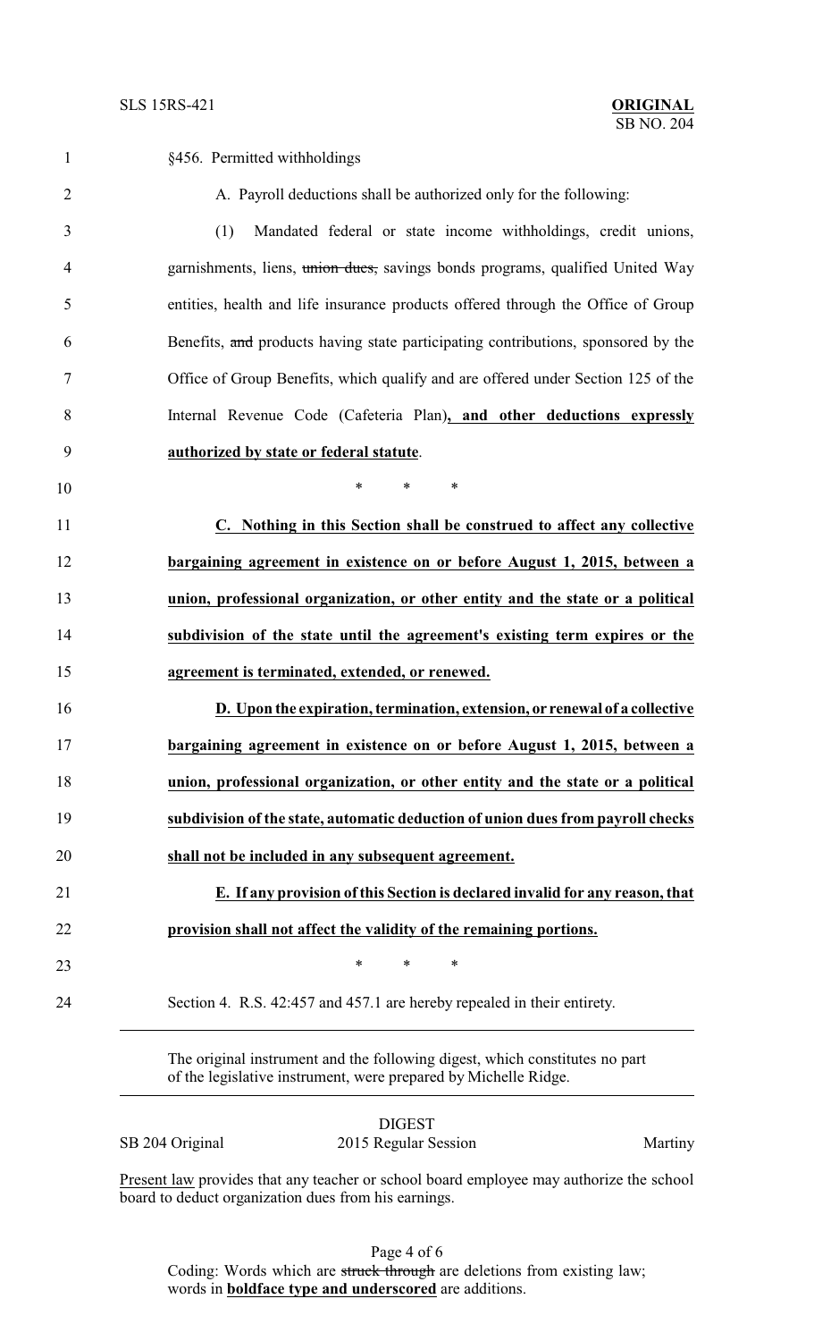§456. Permitted withholdings

A. Payroll deductions shall be authorized only for the following:

(1) Mandated federal or state income withholdings, credit unions, garnishments, liens, ~~union dues,~~ savings bonds programs, qualified United Way entities, health and life insurance products offered through the Office of Group Benefits, ~~and~~ products having state participating contributions, sponsored by the Office of Group Benefits, which qualify and are offered under Section 125 of the Internal Revenue Code (Cafeteria Plan)**<u>, and other deductions expressly authorized by state or federal statute</u>**.

\* \* \*

**<u>C. Nothing in this Section shall be construed to affect any collective bargaining agreement in existence on or before August 1, 2015, between a union, professional organization, or other entity and the state or a political subdivision of the state until the agreement's existing term expires or the agreement is terminated, extended, or renewed.</u>**

**<u>D. Upon the expiration, termination, extension, or renewal of a collective bargaining agreement in existence on or before August 1, 2015, between a union, professional organization, or other entity and the state or a political subdivision of the state, automatic deduction of union dues from payroll checks shall not be included in any subsequent agreement.</u>**

**<u>E. If any provision of this Section is declared invalid for any reason, that provision shall not affect the validity of the remaining portions.</u>**

\* \* \*

Section 4. R.S. 42:457 and 457.1 are hereby repealed in their entirety.

---

The original instrument and the following digest, which constitutes no part of the legislative instrument, were prepared by Michelle Ridge.

---

DIGEST

SB 204 Original — 2015 Regular Session — Martiny

<u>Present law</u> provides that any teacher or school board employee may authorize the school board to deduct organization dues from his earnings.

Coding: Words which are ~~struck through~~ are deletions from existing law; words in **<u>boldface type and underscored</u>** are additions.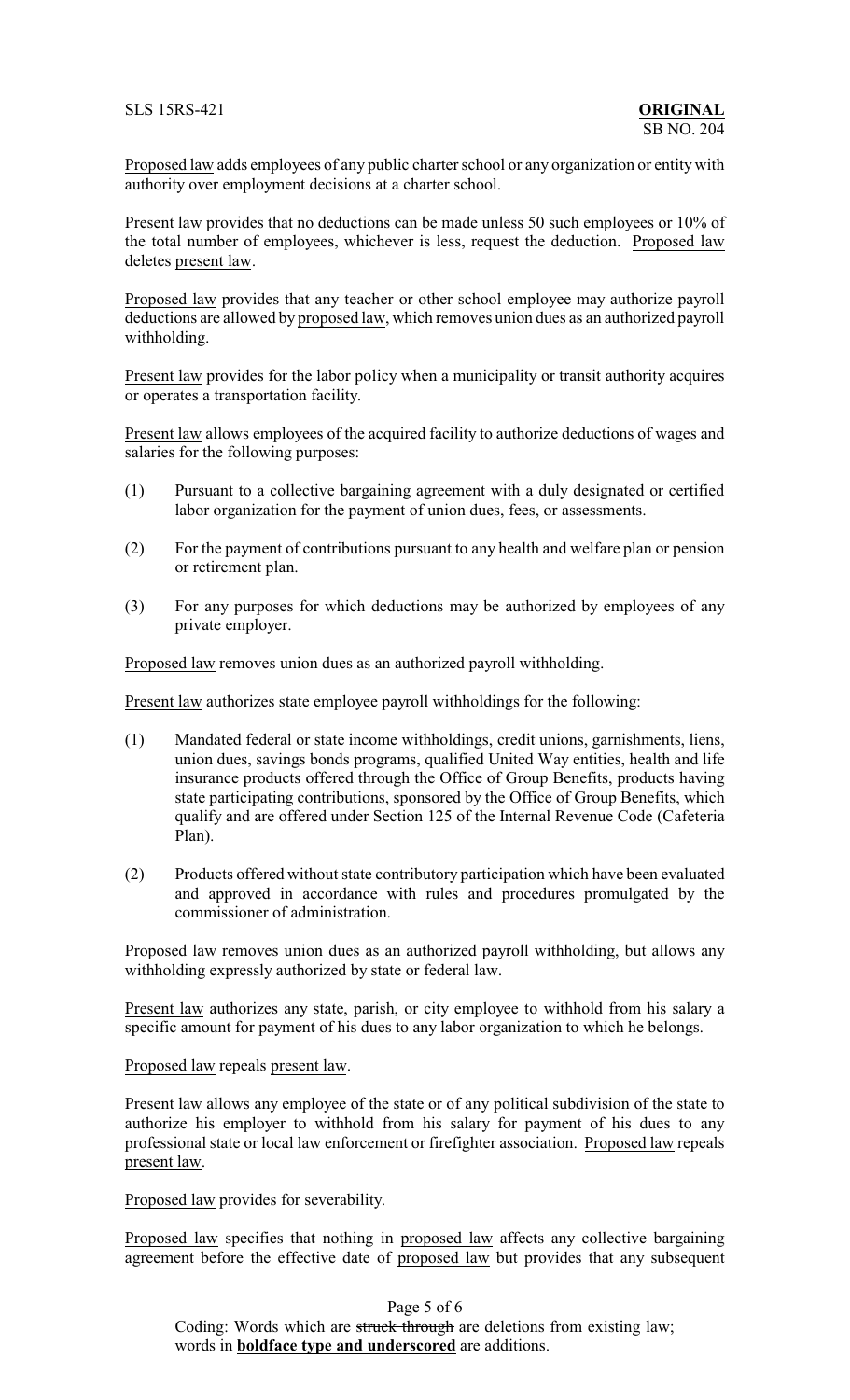Proposed law adds employees of any public charter school or any organization or entity with authority over employment decisions at a charter school.

Present law provides that no deductions can be made unless 50 such employees or 10% of the total number of employees, whichever is less, request the deduction. Proposed law deletes present law.

Proposed law provides that any teacher or other school employee may authorize payroll deductions are allowed by proposed law, which removes union dues as an authorized payroll withholding.

Present law provides for the labor policy when a municipality or transit authority acquires or operates a transportation facility.

Present law allows employees of the acquired facility to authorize deductions of wages and salaries for the following purposes:

(1) Pursuant to a collective bargaining agreement with a duly designated or certified labor organization for the payment of union dues, fees, or assessments.

(2) For the payment of contributions pursuant to any health and welfare plan or pension or retirement plan.

(3) For any purposes for which deductions may be authorized by employees of any private employer.

Proposed law removes union dues as an authorized payroll withholding.

Present law authorizes state employee payroll withholdings for the following:

(1) Mandated federal or state income withholdings, credit unions, garnishments, liens, union dues, savings bonds programs, qualified United Way entities, health and life insurance products offered through the Office of Group Benefits, products having state participating contributions, sponsored by the Office of Group Benefits, which qualify and are offered under Section 125 of the Internal Revenue Code (Cafeteria Plan).

(2) Products offered without state contributory participation which have been evaluated and approved in accordance with rules and procedures promulgated by the commissioner of administration.

Proposed law removes union dues as an authorized payroll withholding, but allows any withholding expressly authorized by state or federal law.

Present law authorizes any state, parish, or city employee to withhold from his salary a specific amount for payment of his dues to any labor organization to which he belongs.

Proposed law repeals present law.

Present law allows any employee of the state or of any political subdivision of the state to authorize his employer to withhold from his salary for payment of his dues to any professional state or local law enforcement or firefighter association. Proposed law repeals present law.

Proposed law provides for severability.

Proposed law specifies that nothing in proposed law affects any collective bargaining agreement before the effective date of proposed law but provides that any subsequent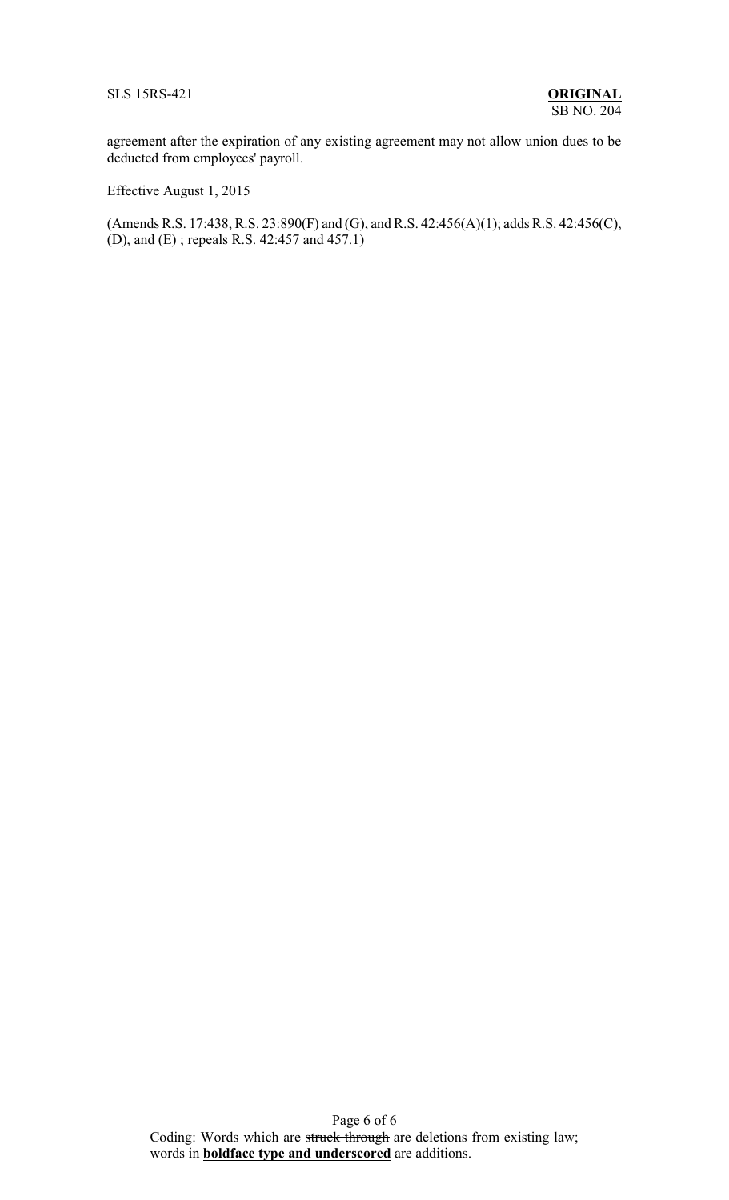agreement after the expiration of any existing agreement may not allow union dues to be deducted from employees' payroll.

Effective August 1, 2015

(Amends R.S. 17:438, R.S. 23:890(F) and (G), and R.S. 42:456(A)(1); adds R.S. 42:456(C), (D), and (E) ; repeals R.S. 42:457 and 457.1)